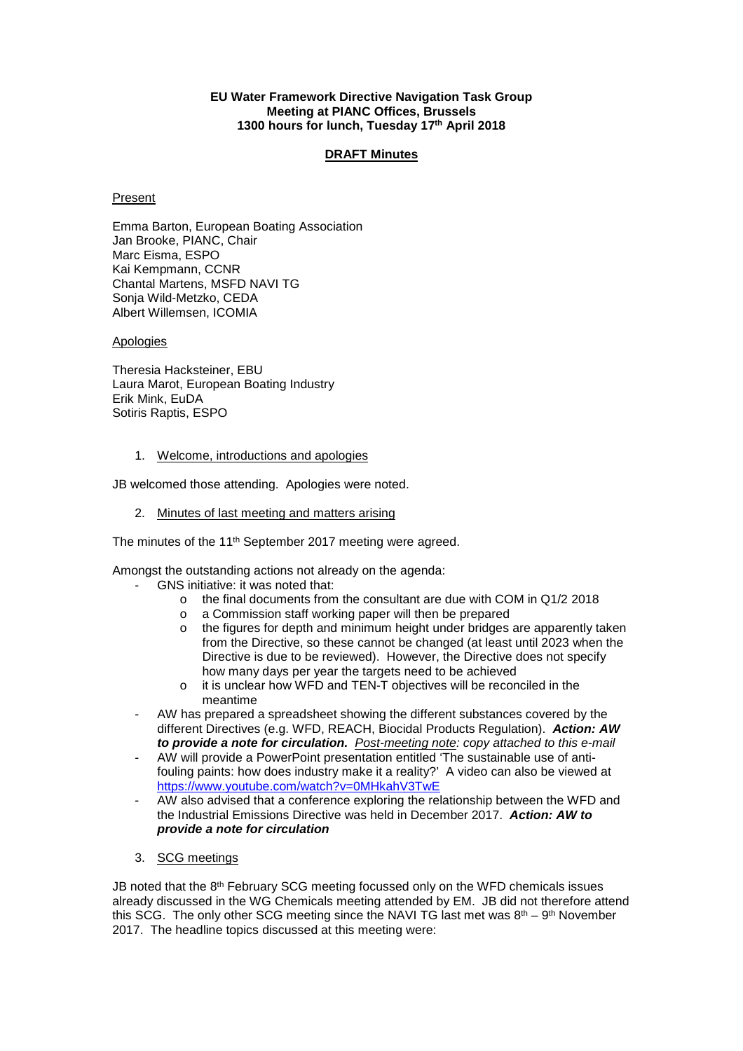**EU Water Framework Directive Navigation Task Group**
**Meeting at PIANC Offices, Brussels**
**1300 hours for lunch, Tuesday 17th April 2018**

**DRAFT Minutes**

Present

Emma Barton, European Boating Association
Jan Brooke, PIANC, Chair
Marc Eisma, ESPO
Kai Kempmann, CCNR
Chantal Martens, MSFD NAVI TG
Sonja Wild-Metzko, CEDA
Albert Willemsen, ICOMIA

Apologies

Theresia Hacksteiner, EBU
Laura Marot, European Boating Industry
Erik Mink, EuDA
Sotiris Raptis, ESPO

1. Welcome, introductions and apologies

JB welcomed those attending. Apologies were noted.

2. Minutes of last meeting and matters arising

The minutes of the 11th September 2017 meeting were agreed.

Amongst the outstanding actions not already on the agenda:

- GNS initiative: it was noted that:
    - the final documents from the consultant are due with COM in Q1/2 2018
    - a Commission staff working paper will then be prepared
    - the figures for depth and minimum height under bridges are apparently taken from the Directive, so these cannot be changed (at least until 2023 when the Directive is due to be reviewed). However, the Directive does not specify how many days per year the targets need to be achieved
    - it is unclear how WFD and TEN-T objectives will be reconciled in the meantime
- AW has prepared a spreadsheet showing the different substances covered by the different Directives (e.g. WFD, REACH, Biocidal Products Regulation). ***Action: AW to provide a note for circulation.*** *Post-meeting note: copy attached to this e-mail*
- AW will provide a PowerPoint presentation entitled 'The sustainable use of anti-fouling paints: how does industry make it a reality?' A video can also be viewed at https://www.youtube.com/watch?v=0MHkahV3TwE
- AW also advised that a conference exploring the relationship between the WFD and the Industrial Emissions Directive was held in December 2017. ***Action: AW to provide a note for circulation***

3. SCG meetings

JB noted that the 8th February SCG meeting focussed only on the WFD chemicals issues already discussed in the WG Chemicals meeting attended by EM. JB did not therefore attend this SCG. The only other SCG meeting since the NAVI TG last met was 8th – 9th November 2017. The headline topics discussed at this meeting were: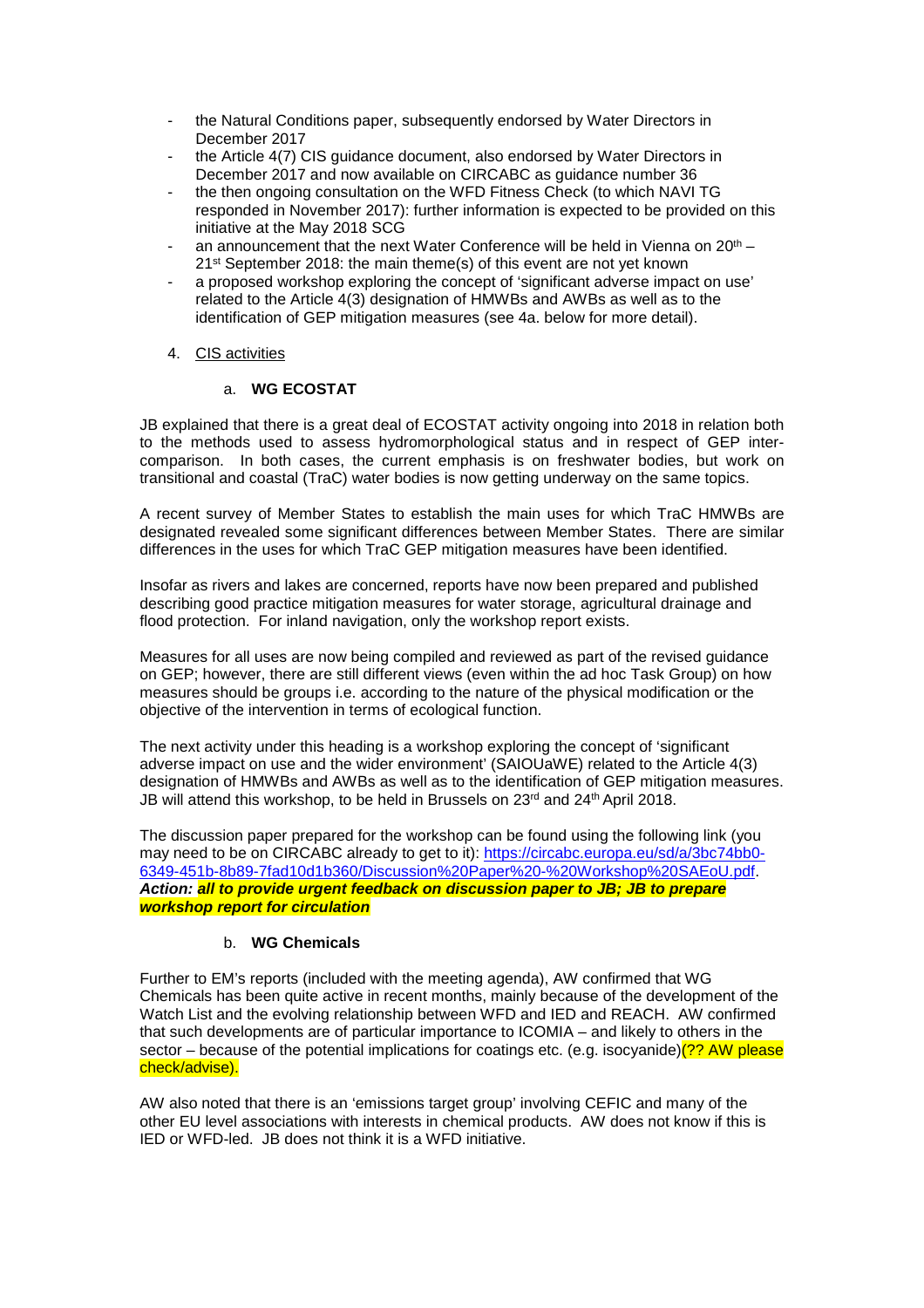- the Natural Conditions paper, subsequently endorsed by Water Directors in December 2017
- the Article 4(7) CIS guidance document, also endorsed by Water Directors in December 2017 and now available on CIRCABC as guidance number 36
- the then ongoing consultation on the WFD Fitness Check (to which NAVI TG responded in November 2017): further information is expected to be provided on this initiative at the May 2018 SCG
- an announcement that the next Water Conference will be held in Vienna on 20th – 21st September 2018: the main theme(s) of this event are not yet known
- a proposed workshop exploring the concept of 'significant adverse impact on use' related to the Article 4(3) designation of HMWBs and AWBs as well as to the identification of GEP mitigation measures (see 4a. below for more detail).

4. CIS activities

### a. **WG ECOSTAT**

JB explained that there is a great deal of ECOSTAT activity ongoing into 2018 in relation both to the methods used to assess hydromorphological status and in respect of GEP inter-comparison. In both cases, the current emphasis is on freshwater bodies, but work on transitional and coastal (TraC) water bodies is now getting underway on the same topics.

A recent survey of Member States to establish the main uses for which TraC HMWBs are designated revealed some significant differences between Member States. There are similar differences in the uses for which TraC GEP mitigation measures have been identified.

Insofar as rivers and lakes are concerned, reports have now been prepared and published describing good practice mitigation measures for water storage, agricultural drainage and flood protection. For inland navigation, only the workshop report exists.

Measures for all uses are now being compiled and reviewed as part of the revised guidance on GEP; however, there are still different views (even within the ad hoc Task Group) on how measures should be groups i.e. according to the nature of the physical modification or the objective of the intervention in terms of ecological function.

The next activity under this heading is a workshop exploring the concept of 'significant adverse impact on use and the wider environment' (SAIOUaWE) related to the Article 4(3) designation of HMWBs and AWBs as well as to the identification of GEP mitigation measures. JB will attend this workshop, to be held in Brussels on 23rd and 24th April 2018.

The discussion paper prepared for the workshop can be found using the following link (you may need to be on CIRCABC already to get to it): https://circabc.europa.eu/sd/a/3bc74bb0-6349-451b-8b89-7fad10d1b360/Discussion%20Paper%20-%20Workshop%20SAEoU.pdf.
***Action: all to provide urgent feedback on discussion paper to JB; JB to prepare workshop report for circulation***

### b. **WG Chemicals**

Further to EM's reports (included with the meeting agenda), AW confirmed that WG Chemicals has been quite active in recent months, mainly because of the development of the Watch List and the evolving relationship between WFD and IED and REACH. AW confirmed that such developments are of particular importance to ICOMIA – and likely to others in the sector – because of the potential implications for coatings etc. (e.g. isocyanide)(?? AW please check/advise).

AW also noted that there is an 'emissions target group' involving CEFIC and many of the other EU level associations with interests in chemical products. AW does not know if this is IED or WFD-led. JB does not think it is a WFD initiative.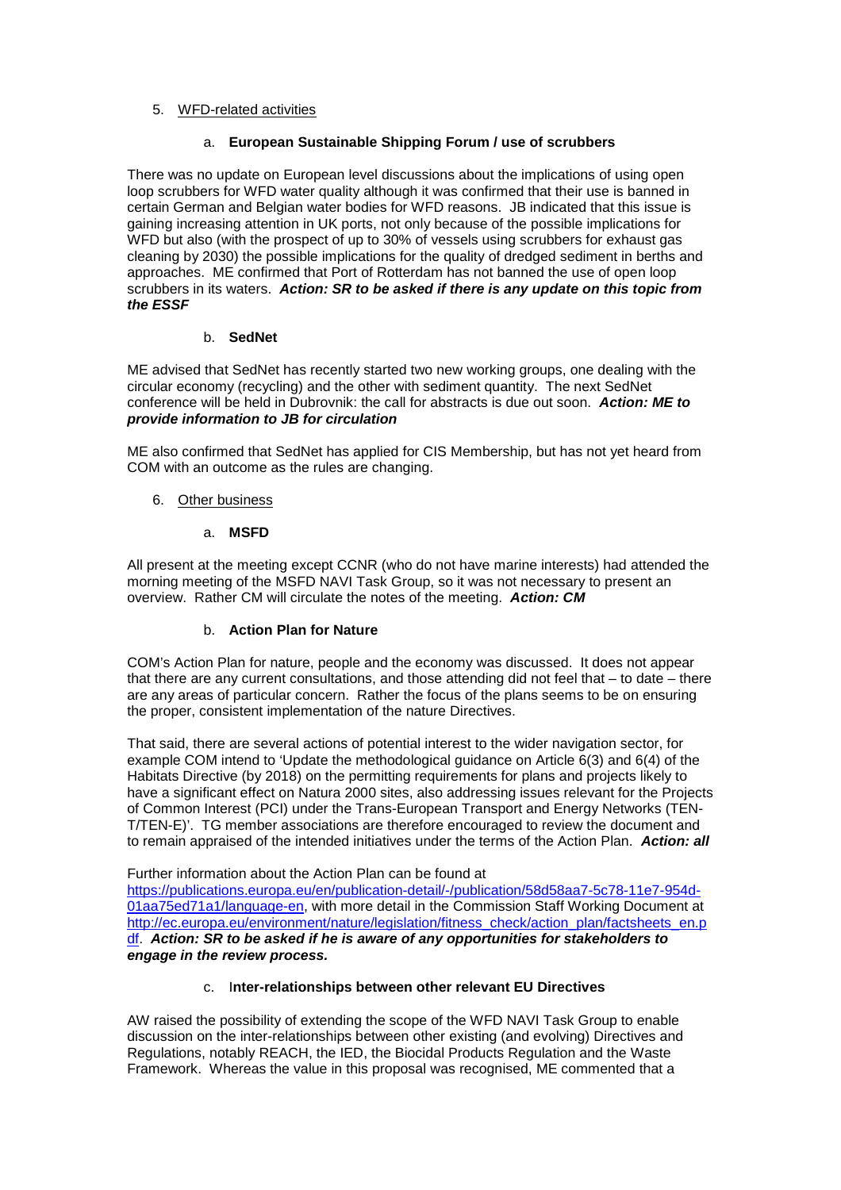5. WFD-related activities

   a. **European Sustainable Shipping Forum / use of scrubbers**

There was no update on European level discussions about the implications of using open loop scrubbers for WFD water quality although it was confirmed that their use is banned in certain German and Belgian water bodies for WFD reasons. JB indicated that this issue is gaining increasing attention in UK ports, not only because of the possible implications for WFD but also (with the prospect of up to 30% of vessels using scrubbers for exhaust gas cleaning by 2030) the possible implications for the quality of dredged sediment in berths and approaches. ME confirmed that Port of Rotterdam has not banned the use of open loop scrubbers in its waters. ***Action: SR to be asked if there is any update on this topic from the ESSF***

   b. **SedNet**

ME advised that SedNet has recently started two new working groups, one dealing with the circular economy (recycling) and the other with sediment quantity. The next SedNet conference will be held in Dubrovnik: the call for abstracts is due out soon. ***Action: ME to provide information to JB for circulation***

ME also confirmed that SedNet has applied for CIS Membership, but has not yet heard from COM with an outcome as the rules are changing.

6. Other business

   a. **MSFD**

All present at the meeting except CCNR (who do not have marine interests) had attended the morning meeting of the MSFD NAVI Task Group, so it was not necessary to present an overview. Rather CM will circulate the notes of the meeting. ***Action: CM***

   b. **Action Plan for Nature**

COM's Action Plan for nature, people and the economy was discussed. It does not appear that there are any current consultations, and those attending did not feel that – to date – there are any areas of particular concern. Rather the focus of the plans seems to be on ensuring the proper, consistent implementation of the nature Directives.

That said, there are several actions of potential interest to the wider navigation sector, for example COM intend to 'Update the methodological guidance on Article 6(3) and 6(4) of the Habitats Directive (by 2018) on the permitting requirements for plans and projects likely to have a significant effect on Natura 2000 sites, also addressing issues relevant for the Projects of Common Interest (PCI) under the Trans-European Transport and Energy Networks (TEN-T/TEN-E)'. TG member associations are therefore encouraged to review the document and to remain appraised of the intended initiatives under the terms of the Action Plan. ***Action: all***

Further information about the Action Plan can be found at [https://publications.europa.eu/en/publication-detail/-/publication/58d58aa7-5c78-11e7-954d-01aa75ed71a1/language-en](https://publications.europa.eu/en/publication-detail/-/publication/58d58aa7-5c78-11e7-954d-01aa75ed71a1/language-en), with more detail in the Commission Staff Working Document at [http://ec.europa.eu/environment/nature/legislation/fitness_check/action_plan/factsheets_en.pdf](http://ec.europa.eu/environment/nature/legislation/fitness_check/action_plan/factsheets_en.pdf). ***Action: SR to be asked if he is aware of any opportunities for stakeholders to engage in the review process.***

   c. **Inter-relationships between other relevant EU Directives**

AW raised the possibility of extending the scope of the WFD NAVI Task Group to enable discussion on the inter-relationships between other existing (and evolving) Directives and Regulations, notably REACH, the IED, the Biocidal Products Regulation and the Waste Framework. Whereas the value in this proposal was recognised, ME commented that a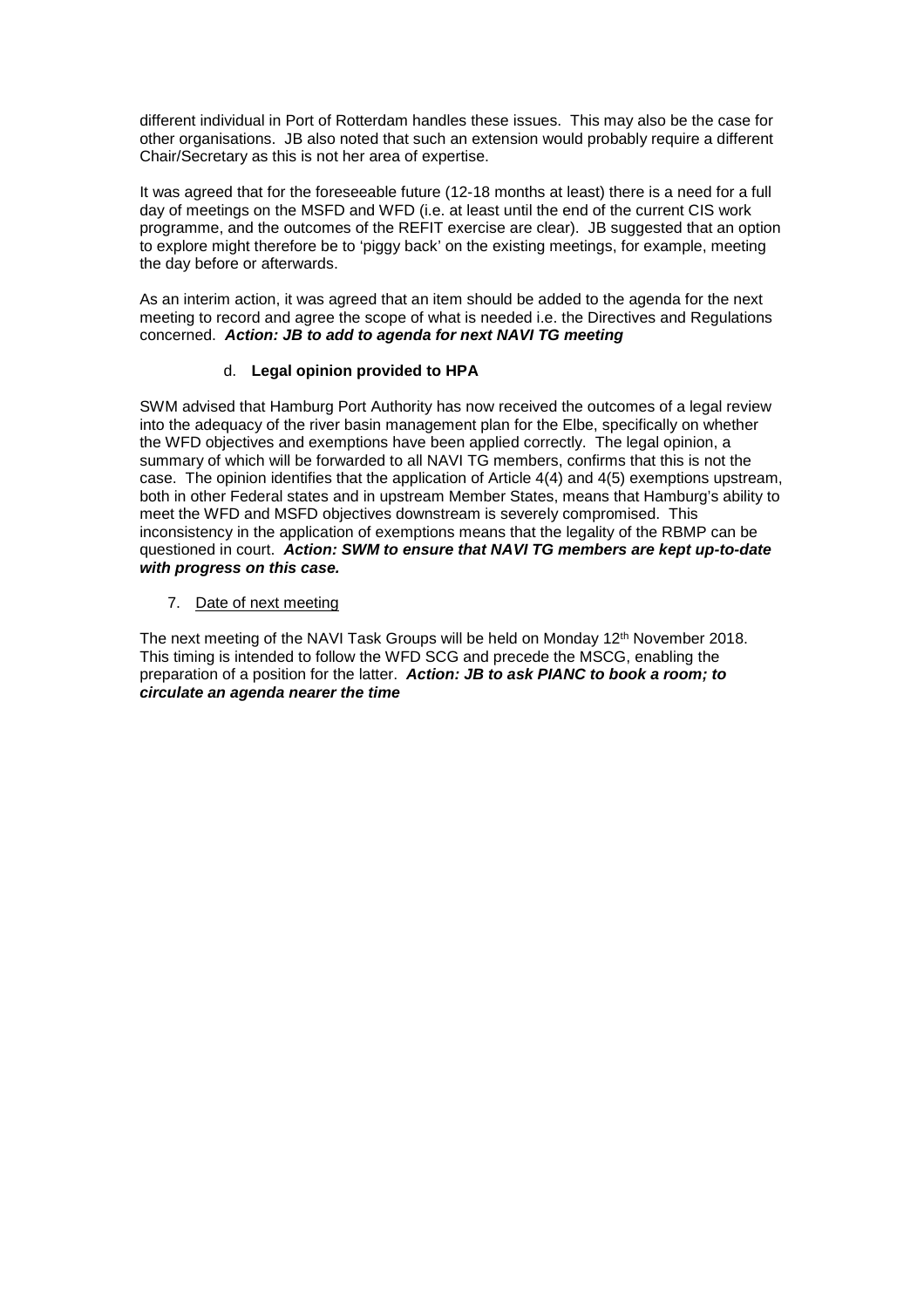different individual in Port of Rotterdam handles these issues. This may also be the case for other organisations. JB also noted that such an extension would probably require a different Chair/Secretary as this is not her area of expertise.

It was agreed that for the foreseeable future (12-18 months at least) there is a need for a full day of meetings on the MSFD and WFD (i.e. at least until the end of the current CIS work programme, and the outcomes of the REFIT exercise are clear). JB suggested that an option to explore might therefore be to 'piggy back' on the existing meetings, for example, meeting the day before or afterwards.

As an interim action, it was agreed that an item should be added to the agenda for the next meeting to record and agree the scope of what is needed i.e. the Directives and Regulations concerned. ***Action: JB to add to agenda for next NAVI TG meeting***

d. **Legal opinion provided to HPA**

SWM advised that Hamburg Port Authority has now received the outcomes of a legal review into the adequacy of the river basin management plan for the Elbe, specifically on whether the WFD objectives and exemptions have been applied correctly. The legal opinion, a summary of which will be forwarded to all NAVI TG members, confirms that this is not the case. The opinion identifies that the application of Article 4(4) and 4(5) exemptions upstream, both in other Federal states and in upstream Member States, means that Hamburg's ability to meet the WFD and MSFD objectives downstream is severely compromised. This inconsistency in the application of exemptions means that the legality of the RBMP can be questioned in court. ***Action: SWM to ensure that NAVI TG members are kept up-to-date with progress on this case.***

7. Date of next meeting

The next meeting of the NAVI Task Groups will be held on Monday 12th November 2018. This timing is intended to follow the WFD SCG and precede the MSCG, enabling the preparation of a position for the latter. ***Action: JB to ask PIANC to book a room; to circulate an agenda nearer the time***